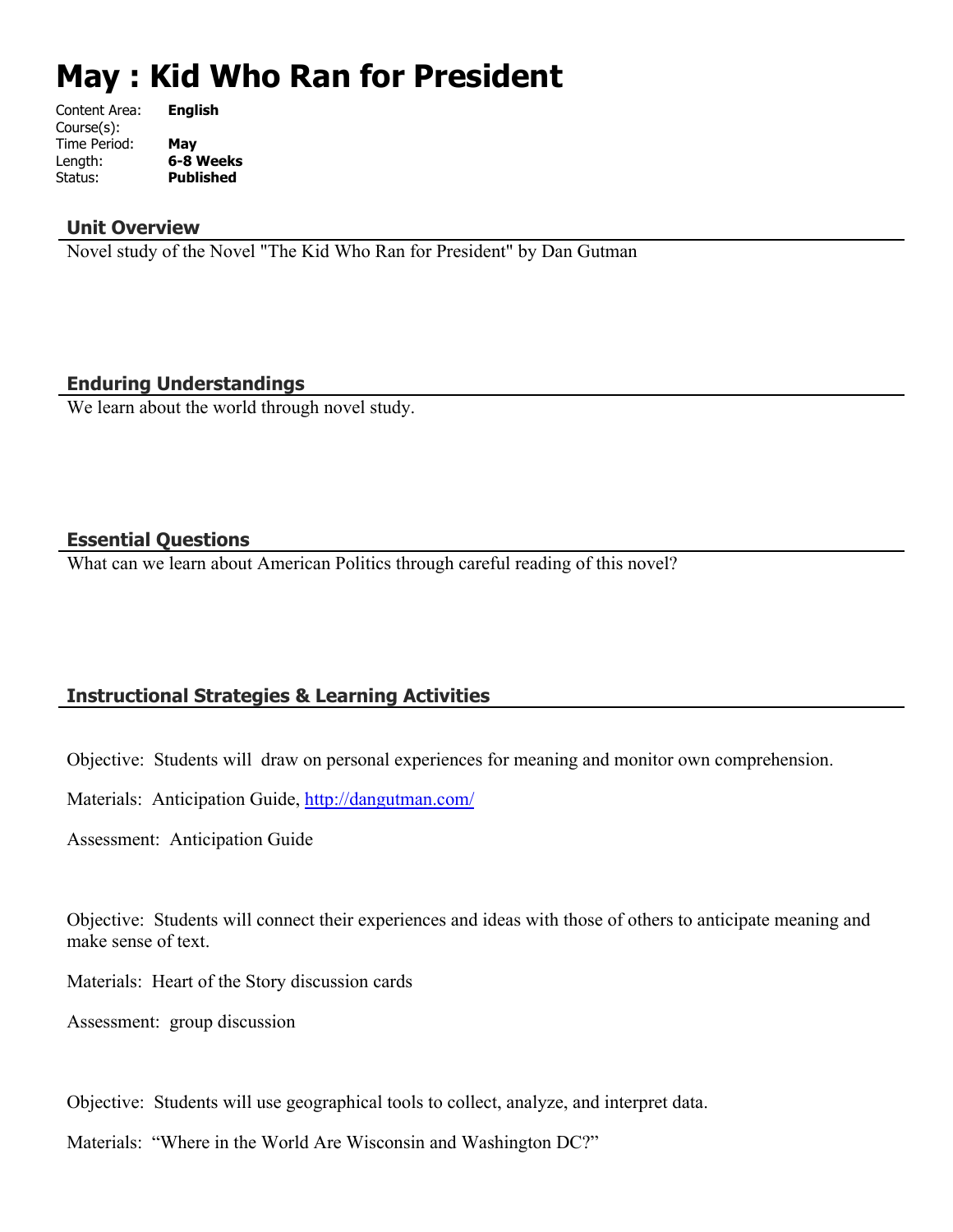# May : Kid Who Ran for President

Content Area: **English**
Course(s):
Time Period: **May**
Length: **6-8 Weeks**
Status: **Published**

## Unit Overview

Novel study of the Novel "The Kid Who Ran for President" by Dan Gutman

## Enduring Understandings

We learn about the world through novel study.

## Essential Questions

What can we learn about American Politics through careful reading of this novel?

## Instructional Strategies & Learning Activities

Objective: Students will draw on personal experiences for meaning and monitor own comprehension.

Materials: Anticipation Guide, [http://dangutman.com/](http://dangutman.com/)

Assessment: Anticipation Guide

Objective: Students will connect their experiences and ideas with those of others to anticipate meaning and make sense of text.

Materials: Heart of the Story discussion cards

Assessment: group discussion

Objective: Students will use geographical tools to collect, analyze, and interpret data.

Materials: "Where in the World Are Wisconsin and Washington DC?"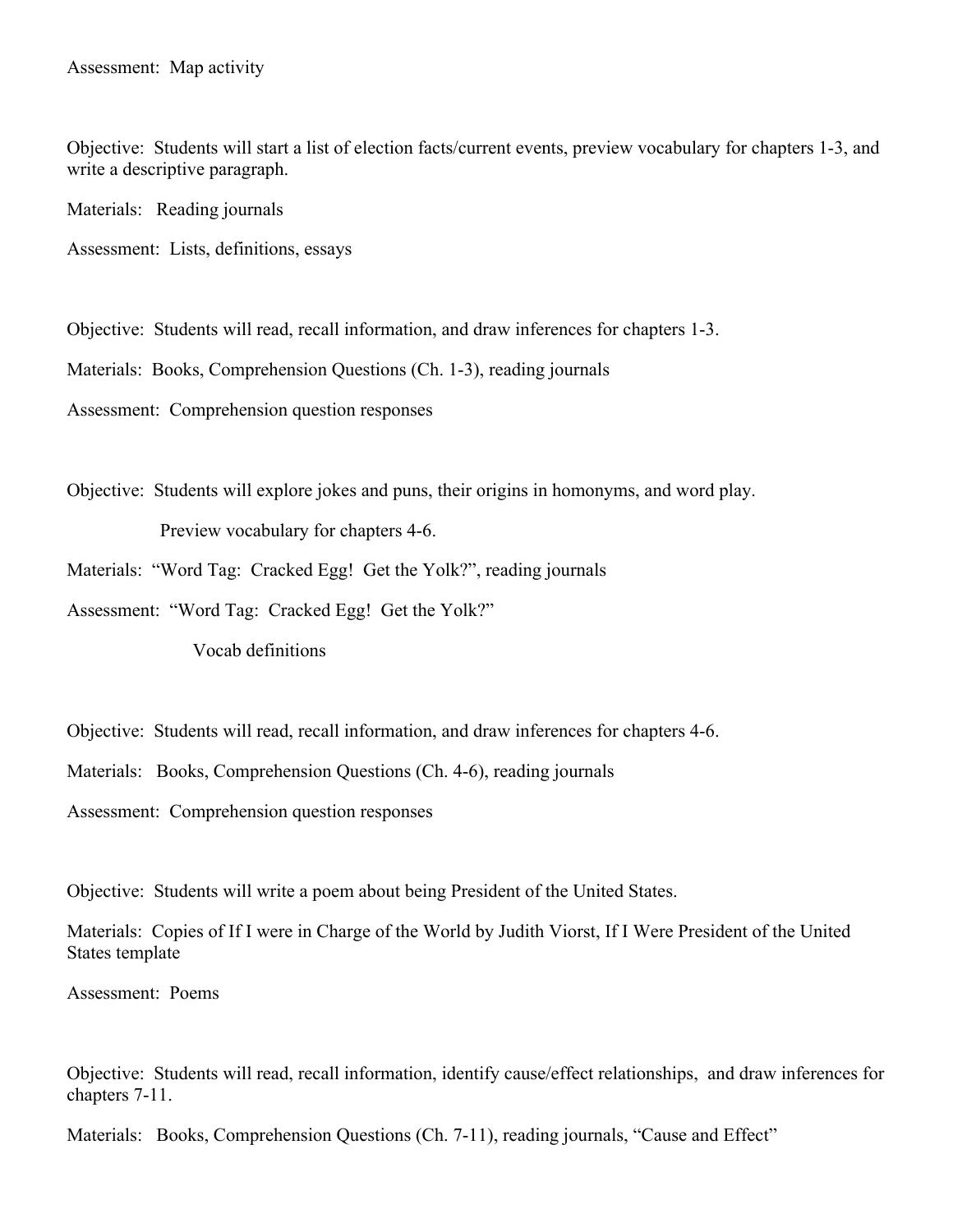Assessment: Map activity

Objective: Students will start a list of election facts/current events, preview vocabulary for chapters 1-3, and write a descriptive paragraph.

Materials: Reading journals

Assessment: Lists, definitions, essays

Objective: Students will read, recall information, and draw inferences for chapters 1-3.

Materials: Books, Comprehension Questions (Ch. 1-3), reading journals

Assessment: Comprehension question responses

Objective: Students will explore jokes and puns, their origins in homonyms, and word play.

Preview vocabulary for chapters 4-6.

Materials: "Word Tag: Cracked Egg! Get the Yolk?", reading journals

Assessment: "Word Tag: Cracked Egg! Get the Yolk?"

Vocab definitions

Objective: Students will read, recall information, and draw inferences for chapters 4-6.

Materials: Books, Comprehension Questions (Ch. 4-6), reading journals

Assessment: Comprehension question responses

Objective: Students will write a poem about being President of the United States.

Materials: Copies of If I were in Charge of the World by Judith Viorst, If I Were President of the United States template

Assessment: Poems

Objective: Students will read, recall information, identify cause/effect relationships, and draw inferences for chapters 7-11.

Materials: Books, Comprehension Questions (Ch. 7-11), reading journals, "Cause and Effect"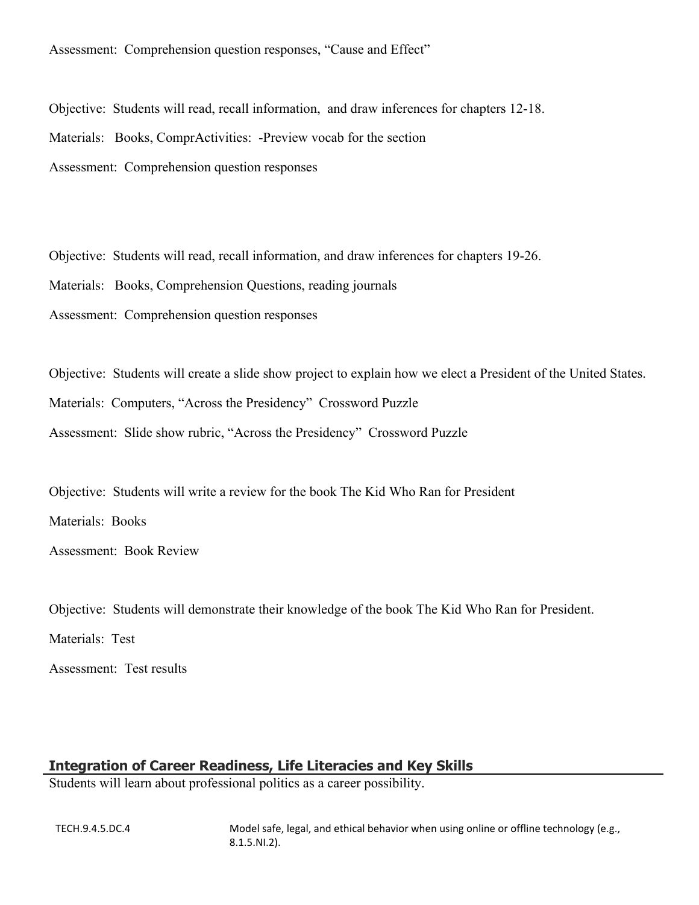Assessment:  Comprehension question responses, “Cause and Effect”

Objective:  Students will read, recall information,  and draw inferences for chapters 12-18.

Materials:   Books, ComprActivities:  -Preview vocab for the section

Assessment:  Comprehension question responses

Objective:  Students will read, recall information, and draw inferences for chapters 19-26.

Materials:   Books, Comprehension Questions, reading journals

Assessment:  Comprehension question responses

Objective:  Students will create a slide show project to explain how we elect a President of the United States.

Materials:  Computers, “Across the Presidency”  Crossword Puzzle

Assessment:  Slide show rubric, “Across the Presidency”  Crossword Puzzle

Objective:  Students will write a review for the book The Kid Who Ran for President

Materials:  Books

Assessment:  Book Review

Objective:  Students will demonstrate their knowledge of the book The Kid Who Ran for President.

Materials:  Test

Assessment:  Test results

## Integration of Career Readiness, Life Literacies and Key Skills

Students will learn about professional politics as a career possibility.

| | |
|---|---|
| TECH.9.4.5.DC.4 | Model safe, legal, and ethical behavior when using online or offline technology (e.g., 8.1.5.NI.2). |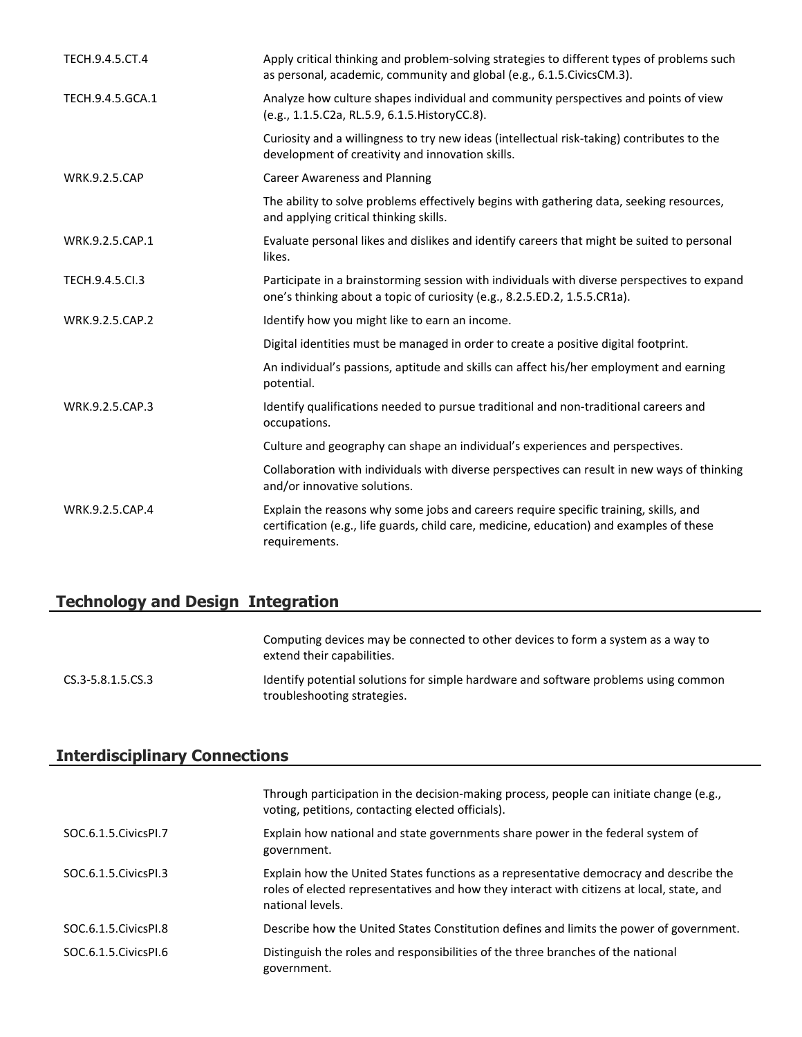| | |
|---|---|
| TECH.9.4.5.CT.4 | Apply critical thinking and problem-solving strategies to different types of problems such as personal, academic, community and global (e.g., 6.1.5.CivicsCM.3). |
| TECH.9.4.5.GCA.1 | Analyze how culture shapes individual and community perspectives and points of view (e.g., 1.1.5.C2a, RL.5.9, 6.1.5.HistoryCC.8). |
| | Curiosity and a willingness to try new ideas (intellectual risk-taking) contributes to the development of creativity and innovation skills. |
| WRK.9.2.5.CAP | Career Awareness and Planning |
| | The ability to solve problems effectively begins with gathering data, seeking resources, and applying critical thinking skills. |
| WRK.9.2.5.CAP.1 | Evaluate personal likes and dislikes and identify careers that might be suited to personal likes. |
| TECH.9.4.5.CI.3 | Participate in a brainstorming session with individuals with diverse perspectives to expand one's thinking about a topic of curiosity (e.g., 8.2.5.ED.2, 1.5.5.CR1a). |
| WRK.9.2.5.CAP.2 | Identify how you might like to earn an income. |
| | Digital identities must be managed in order to create a positive digital footprint. |
| | An individual's passions, aptitude and skills can affect his/her employment and earning potential. |
| WRK.9.2.5.CAP.3 | Identify qualifications needed to pursue traditional and non-traditional careers and occupations. |
| | Culture and geography can shape an individual's experiences and perspectives. |
| | Collaboration with individuals with diverse perspectives can result in new ways of thinking and/or innovative solutions. |
| WRK.9.2.5.CAP.4 | Explain the reasons why some jobs and careers require specific training, skills, and certification (e.g., life guards, child care, medicine, education) and examples of these requirements. |

## Technology and Design Integration

| | |
|---|---|
| | Computing devices may be connected to other devices to form a system as a way to extend their capabilities. |
| CS.3-5.8.1.5.CS.3 | Identify potential solutions for simple hardware and software problems using common troubleshooting strategies. |

## Interdisciplinary Connections

| | |
|---|---|
| | Through participation in the decision-making process, people can initiate change (e.g., voting, petitions, contacting elected officials). |
| SOC.6.1.5.CivicsPI.7 | Explain how national and state governments share power in the federal system of government. |
| SOC.6.1.5.CivicsPI.3 | Explain how the United States functions as a representative democracy and describe the roles of elected representatives and how they interact with citizens at local, state, and national levels. |
| SOC.6.1.5.CivicsPI.8 | Describe how the United States Constitution defines and limits the power of government. |
| SOC.6.1.5.CivicsPI.6 | Distinguish the roles and responsibilities of the three branches of the national government. |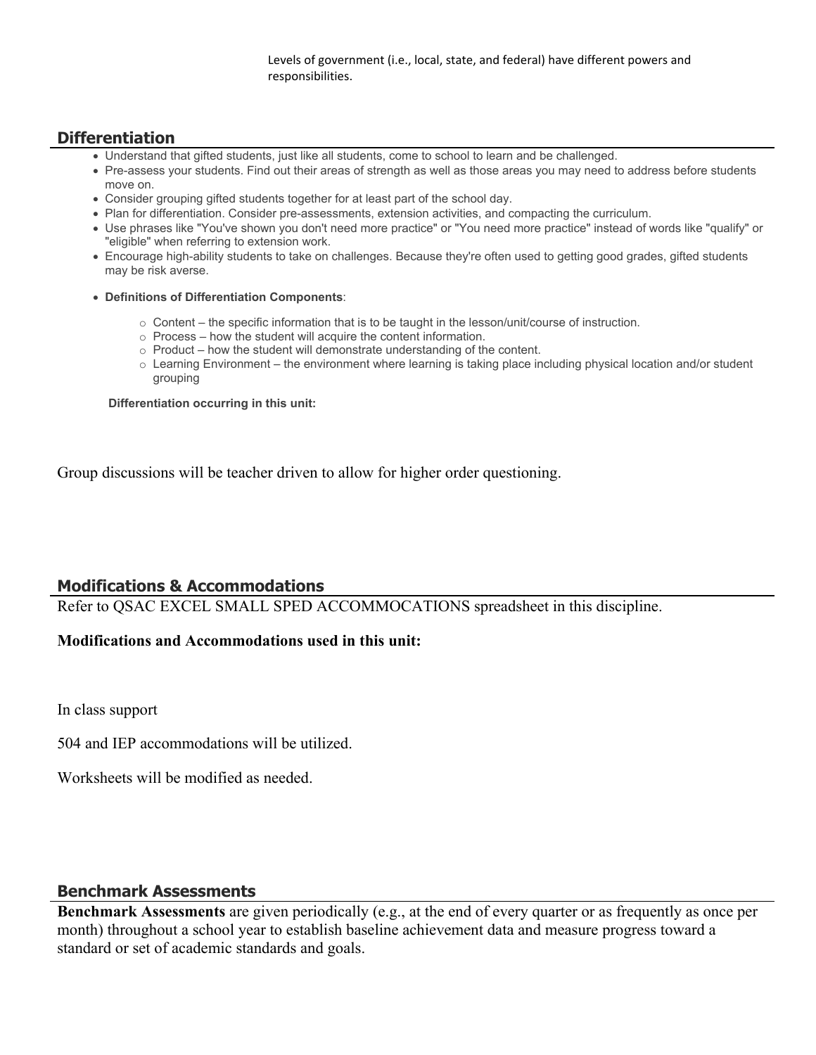Levels of government (i.e., local, state, and federal) have different powers and responsibilities.

## Differentiation

- Understand that gifted students, just like all students, come to school to learn and be challenged.
- Pre-assess your students. Find out their areas of strength as well as those areas you may need to address before students move on.
- Consider grouping gifted students together for at least part of the school day.
- Plan for differentiation. Consider pre-assessments, extension activities, and compacting the curriculum.
- Use phrases like "You've shown you don't need more practice" or "You need more practice" instead of words like "qualify" or "eligible" when referring to extension work.
- Encourage high-ability students to take on challenges. Because they're often used to getting good grades, gifted students may be risk averse.
- **Definitions of Differentiation Components**:
  - Content – the specific information that is to be taught in the lesson/unit/course of instruction.
  - Process – how the student will acquire the content information.
  - Product – how the student will demonstrate understanding of the content.
  - Learning Environment – the environment where learning is taking place including physical location and/or student grouping

**Differentiation occurring in this unit:**

Group discussions will be teacher driven to allow for higher order questioning.

## Modifications & Accommodations

Refer to QSAC EXCEL SMALL SPED ACCOMMOCATIONS spreadsheet in this discipline.

**Modifications and Accommodations used in this unit:**

In class support

504 and IEP accommodations will be utilized.

Worksheets will be modified as needed.

## Benchmark Assessments

**Benchmark Assessments** are given periodically (e.g., at the end of every quarter or as frequently as once per month) throughout a school year to establish baseline achievement data and measure progress toward a standard or set of academic standards and goals.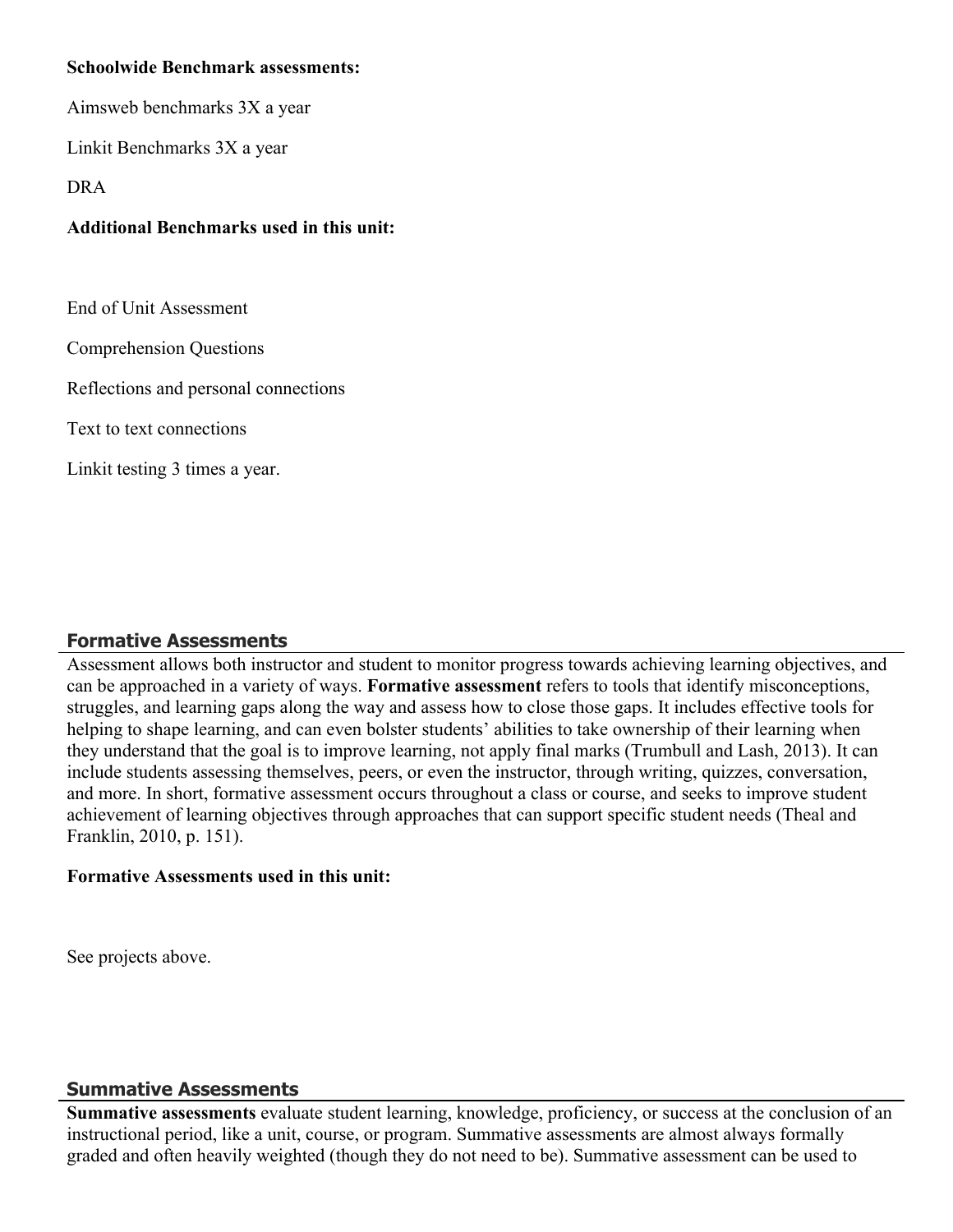**Schoolwide Benchmark assessments:**

Aimsweb benchmarks 3X a year

Linkit Benchmarks 3X a year

DRA

**Additional Benchmarks used in this unit:**

End of Unit Assessment

Comprehension Questions

Reflections and personal connections

Text to text connections

Linkit testing 3 times a year.

## Formative Assessments

Assessment allows both instructor and student to monitor progress towards achieving learning objectives, and can be approached in a variety of ways. **Formative assessment** refers to tools that identify misconceptions, struggles, and learning gaps along the way and assess how to close those gaps. It includes effective tools for helping to shape learning, and can even bolster students' abilities to take ownership of their learning when they understand that the goal is to improve learning, not apply final marks (Trumbull and Lash, 2013). It can include students assessing themselves, peers, or even the instructor, through writing, quizzes, conversation, and more. In short, formative assessment occurs throughout a class or course, and seeks to improve student achievement of learning objectives through approaches that can support specific student needs (Theal and Franklin, 2010, p. 151).

**Formative Assessments used in this unit:**

See projects above.

## Summative Assessments

**Summative assessments** evaluate student learning, knowledge, proficiency, or success at the conclusion of an instructional period, like a unit, course, or program. Summative assessments are almost always formally graded and often heavily weighted (though they do not need to be). Summative assessment can be used to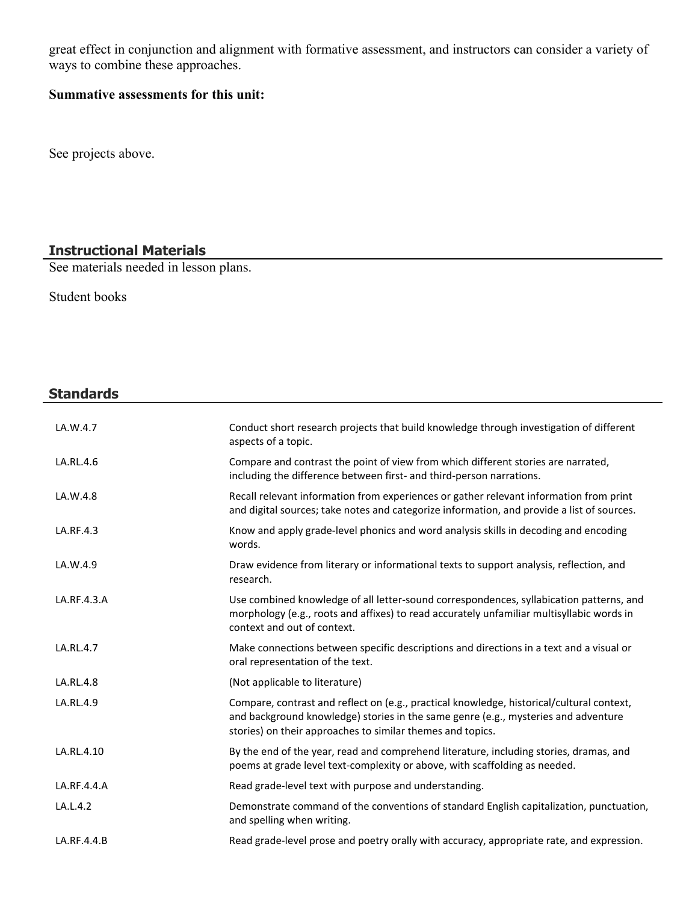great effect in conjunction and alignment with formative assessment, and instructors can consider a variety of ways to combine these approaches.

**Summative assessments for this unit:**

See projects above.

## Instructional Materials

See materials needed in lesson plans.

Student books

## Standards

| | |
|---|---|
| LA.W.4.7 | Conduct short research projects that build knowledge through investigation of different aspects of a topic. |
| LA.RL.4.6 | Compare and contrast the point of view from which different stories are narrated, including the difference between first- and third-person narrations. |
| LA.W.4.8 | Recall relevant information from experiences or gather relevant information from print and digital sources; take notes and categorize information, and provide a list of sources. |
| LA.RF.4.3 | Know and apply grade-level phonics and word analysis skills in decoding and encoding words. |
| LA.W.4.9 | Draw evidence from literary or informational texts to support analysis, reflection, and research. |
| LA.RF.4.3.A | Use combined knowledge of all letter-sound correspondences, syllabication patterns, and morphology (e.g., roots and affixes) to read accurately unfamiliar multisyllabic words in context and out of context. |
| LA.RL.4.7 | Make connections between specific descriptions and directions in a text and a visual or oral representation of the text. |
| LA.RL.4.8 | (Not applicable to literature) |
| LA.RL.4.9 | Compare, contrast and reflect on (e.g., practical knowledge, historical/cultural context, and background knowledge) stories in the same genre (e.g., mysteries and adventure stories) on their approaches to similar themes and topics. |
| LA.RL.4.10 | By the end of the year, read and comprehend literature, including stories, dramas, and poems at grade level text-complexity or above, with scaffolding as needed. |
| LA.RF.4.4.A | Read grade-level text with purpose and understanding. |
| LA.L.4.2 | Demonstrate command of the conventions of standard English capitalization, punctuation, and spelling when writing. |
| LA.RF.4.4.B | Read grade-level prose and poetry orally with accuracy, appropriate rate, and expression. |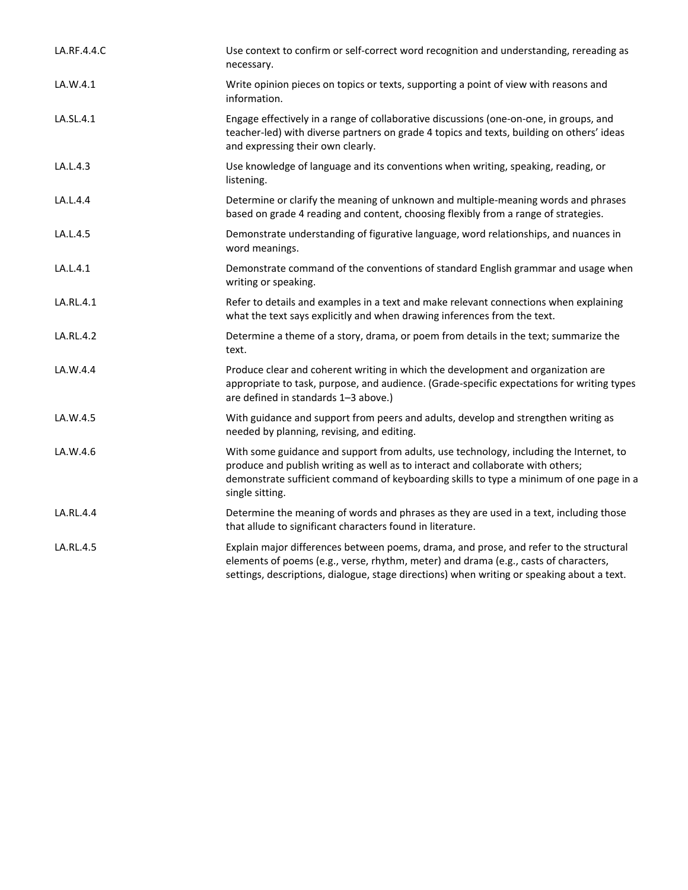| | |
|---|---|
| LA.RF.4.4.C | Use context to confirm or self-correct word recognition and understanding, rereading as necessary. |
| LA.W.4.1 | Write opinion pieces on topics or texts, supporting a point of view with reasons and information. |
| LA.SL.4.1 | Engage effectively in a range of collaborative discussions (one-on-one, in groups, and teacher-led) with diverse partners on grade 4 topics and texts, building on others' ideas and expressing their own clearly. |
| LA.L.4.3 | Use knowledge of language and its conventions when writing, speaking, reading, or listening. |
| LA.L.4.4 | Determine or clarify the meaning of unknown and multiple-meaning words and phrases based on grade 4 reading and content, choosing flexibly from a range of strategies. |
| LA.L.4.5 | Demonstrate understanding of figurative language, word relationships, and nuances in word meanings. |
| LA.L.4.1 | Demonstrate command of the conventions of standard English grammar and usage when writing or speaking. |
| LA.RL.4.1 | Refer to details and examples in a text and make relevant connections when explaining what the text says explicitly and when drawing inferences from the text. |
| LA.RL.4.2 | Determine a theme of a story, drama, or poem from details in the text; summarize the text. |
| LA.W.4.4 | Produce clear and coherent writing in which the development and organization are appropriate to task, purpose, and audience. (Grade-specific expectations for writing types are defined in standards 1–3 above.) |
| LA.W.4.5 | With guidance and support from peers and adults, develop and strengthen writing as needed by planning, revising, and editing. |
| LA.W.4.6 | With some guidance and support from adults, use technology, including the Internet, to produce and publish writing as well as to interact and collaborate with others; demonstrate sufficient command of keyboarding skills to type a minimum of one page in a single sitting. |
| LA.RL.4.4 | Determine the meaning of words and phrases as they are used in a text, including those that allude to significant characters found in literature. |
| LA.RL.4.5 | Explain major differences between poems, drama, and prose, and refer to the structural elements of poems (e.g., verse, rhythm, meter) and drama (e.g., casts of characters, settings, descriptions, dialogue, stage directions) when writing or speaking about a text. |